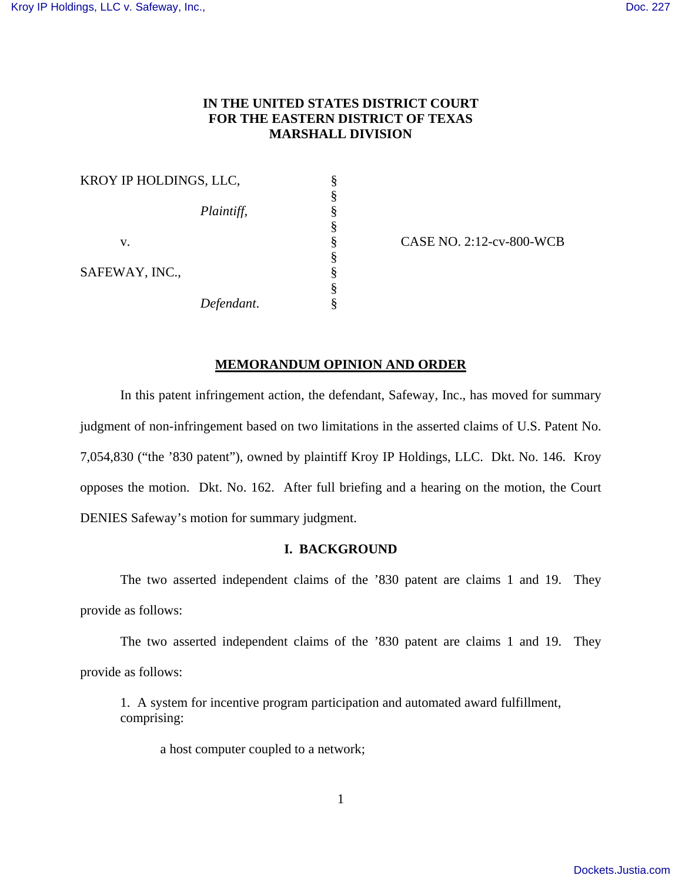IN THE UNITED STATES DISTRICT COURT
FOR THE EASTERN DISTRICT OF TEXAS
MARSHALL DIVISION

| | | |
|---|---|---|
| KROY IP HOLDINGS, LLC, | § | |
| | § | |
| *Plaintiff,* | § | |
| | § | |
| v. | § | CASE NO. 2:12-cv-800-WCB |
| | § | |
| SAFEWAY, INC., | § | |
| | § | |
| *Defendant.* | § | |

## MEMORANDUM OPINION AND ORDER

In this patent infringement action, the defendant, Safeway, Inc., has moved for summary judgment of non-infringement based on two limitations in the asserted claims of U.S. Patent No. 7,054,830 ("the '830 patent"), owned by plaintiff Kroy IP Holdings, LLC. Dkt. No. 146. Kroy opposes the motion. Dkt. No. 162. After full briefing and a hearing on the motion, the Court DENIES Safeway's motion for summary judgment.

### I. BACKGROUND

The two asserted independent claims of the '830 patent are claims 1 and 19. They provide as follows:

The two asserted independent claims of the '830 patent are claims 1 and 19. They provide as follows:

> 1. A system for incentive program participation and automated award fulfillment, comprising:
>
> > a host computer coupled to a network;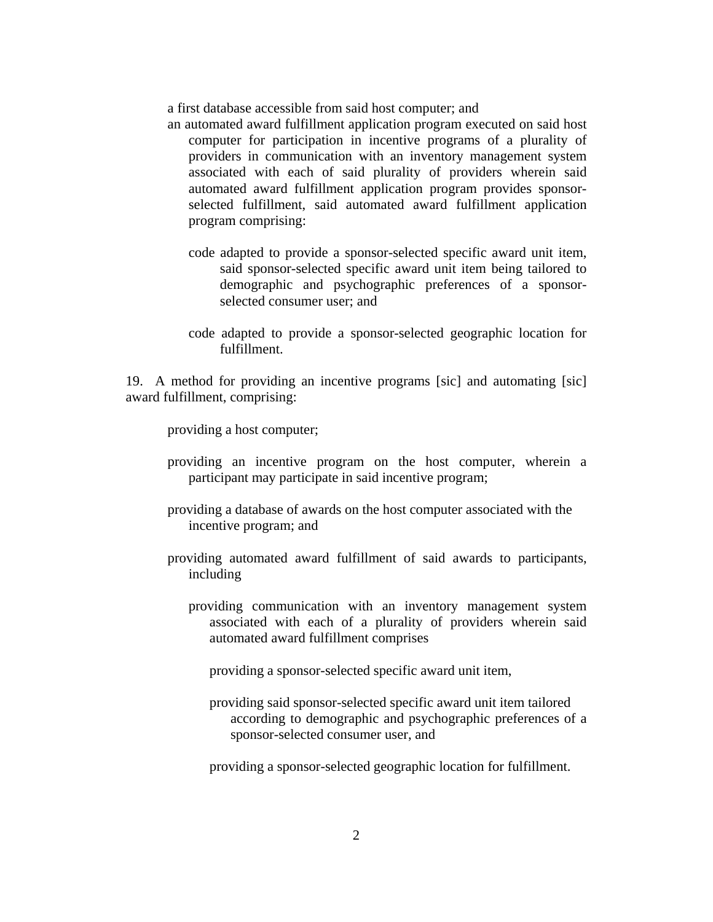a first database accessible from said host computer; and

an automated award fulfillment application program executed on said host computer for participation in incentive programs of a plurality of providers in communication with an inventory management system associated with each of said plurality of providers wherein said automated award fulfillment application program provides sponsor-selected fulfillment, said automated award fulfillment application program comprising:

code adapted to provide a sponsor-selected specific award unit item, said sponsor-selected specific award unit item being tailored to demographic and psychographic preferences of a sponsor-selected consumer user; and

code adapted to provide a sponsor-selected geographic location for fulfillment.

19. A method for providing an incentive programs [sic] and automating [sic] award fulfillment, comprising:

providing a host computer;

providing an incentive program on the host computer, wherein a participant may participate in said incentive program;

providing a database of awards on the host computer associated with the incentive program; and

providing automated award fulfillment of said awards to participants, including

providing communication with an inventory management system associated with each of a plurality of providers wherein said automated award fulfillment comprises

providing a sponsor-selected specific award unit item,

providing said sponsor-selected specific award unit item tailored according to demographic and psychographic preferences of a sponsor-selected consumer user, and

providing a sponsor-selected geographic location for fulfillment.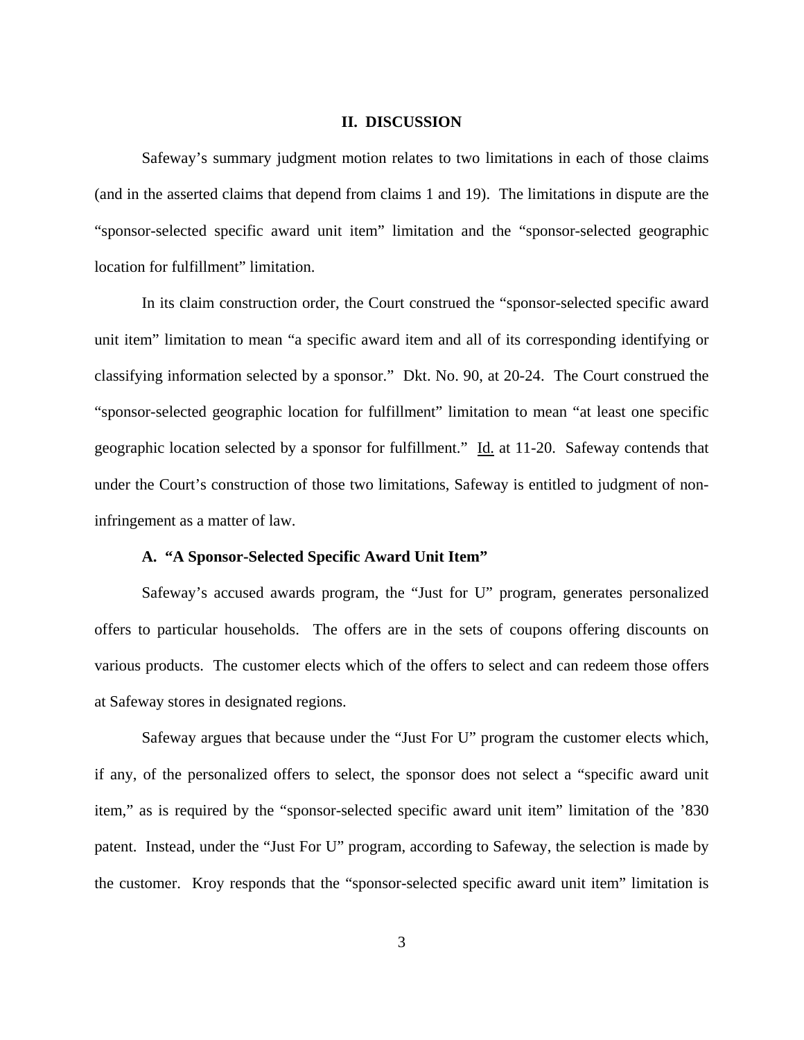## II. DISCUSSION

Safeway's summary judgment motion relates to two limitations in each of those claims (and in the asserted claims that depend from claims 1 and 19). The limitations in dispute are the "sponsor-selected specific award unit item" limitation and the "sponsor-selected geographic location for fulfillment" limitation.

In its claim construction order, the Court construed the "sponsor-selected specific award unit item" limitation to mean "a specific award item and all of its corresponding identifying or classifying information selected by a sponsor." Dkt. No. 90, at 20-24. The Court construed the "sponsor-selected geographic location for fulfillment" limitation to mean "at least one specific geographic location selected by a sponsor for fulfillment." Id. at 11-20. Safeway contends that under the Court's construction of those two limitations, Safeway is entitled to judgment of non-infringement as a matter of law.

### A. "A Sponsor-Selected Specific Award Unit Item"

Safeway's accused awards program, the "Just for U" program, generates personalized offers to particular households. The offers are in the sets of coupons offering discounts on various products. The customer elects which of the offers to select and can redeem those offers at Safeway stores in designated regions.

Safeway argues that because under the "Just For U" program the customer elects which, if any, of the personalized offers to select, the sponsor does not select a "specific award unit item," as is required by the "sponsor-selected specific award unit item" limitation of the '830 patent. Instead, under the "Just For U" program, according to Safeway, the selection is made by the customer. Kroy responds that the "sponsor-selected specific award unit item" limitation is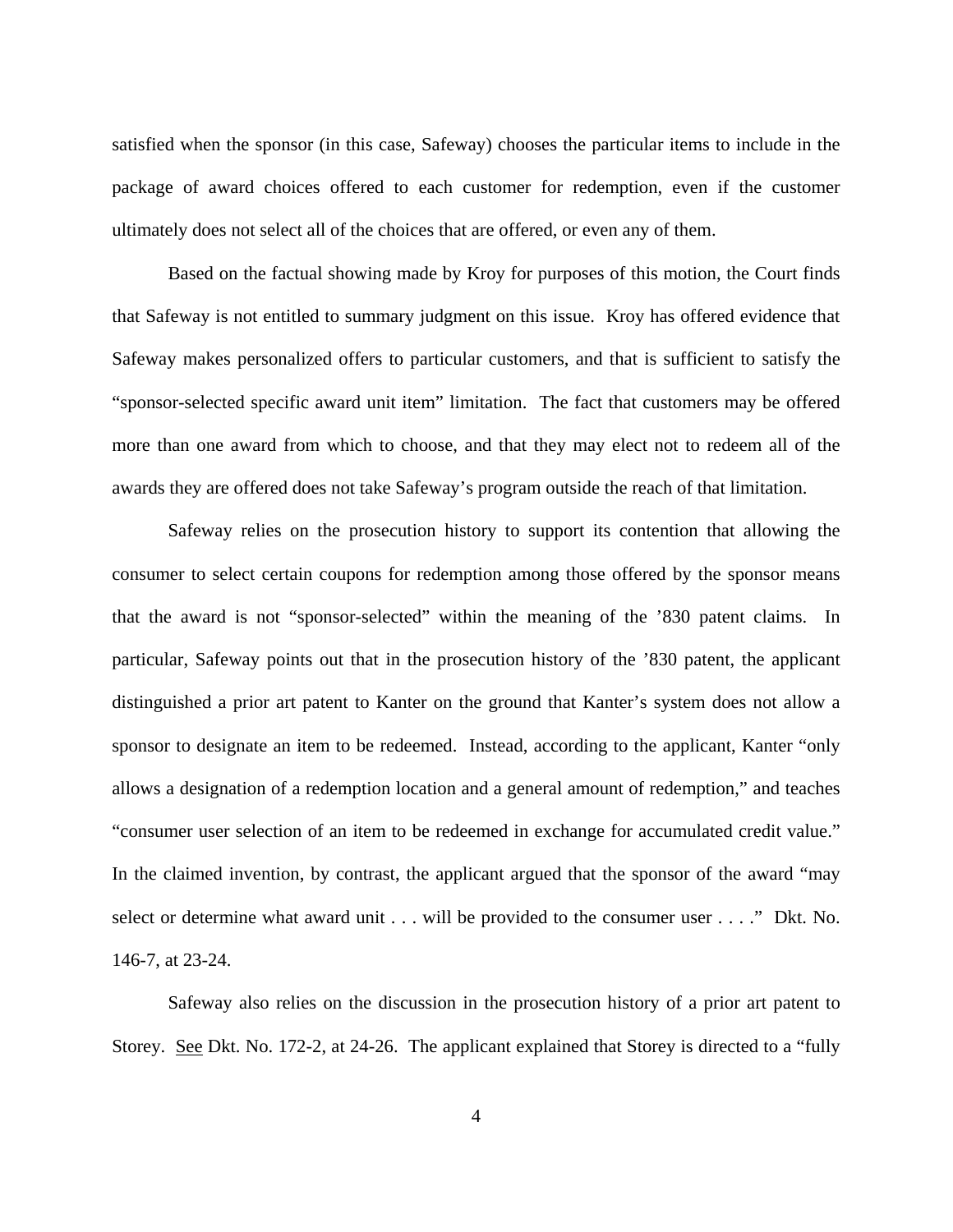satisfied when the sponsor (in this case, Safeway) chooses the particular items to include in the package of award choices offered to each customer for redemption, even if the customer ultimately does not select all of the choices that are offered, or even any of them.

Based on the factual showing made by Kroy for purposes of this motion, the Court finds that Safeway is not entitled to summary judgment on this issue. Kroy has offered evidence that Safeway makes personalized offers to particular customers, and that is sufficient to satisfy the "sponsor-selected specific award unit item" limitation. The fact that customers may be offered more than one award from which to choose, and that they may elect not to redeem all of the awards they are offered does not take Safeway's program outside the reach of that limitation.

Safeway relies on the prosecution history to support its contention that allowing the consumer to select certain coupons for redemption among those offered by the sponsor means that the award is not "sponsor-selected" within the meaning of the '830 patent claims. In particular, Safeway points out that in the prosecution history of the '830 patent, the applicant distinguished a prior art patent to Kanter on the ground that Kanter's system does not allow a sponsor to designate an item to be redeemed. Instead, according to the applicant, Kanter "only allows a designation of a redemption location and a general amount of redemption," and teaches "consumer user selection of an item to be redeemed in exchange for accumulated credit value." In the claimed invention, by contrast, the applicant argued that the sponsor of the award "may select or determine what award unit . . . will be provided to the consumer user . . . ." Dkt. No. 146-7, at 23-24.

Safeway also relies on the discussion in the prosecution history of a prior art patent to Storey. See Dkt. No. 172-2, at 24-26. The applicant explained that Storey is directed to a "fully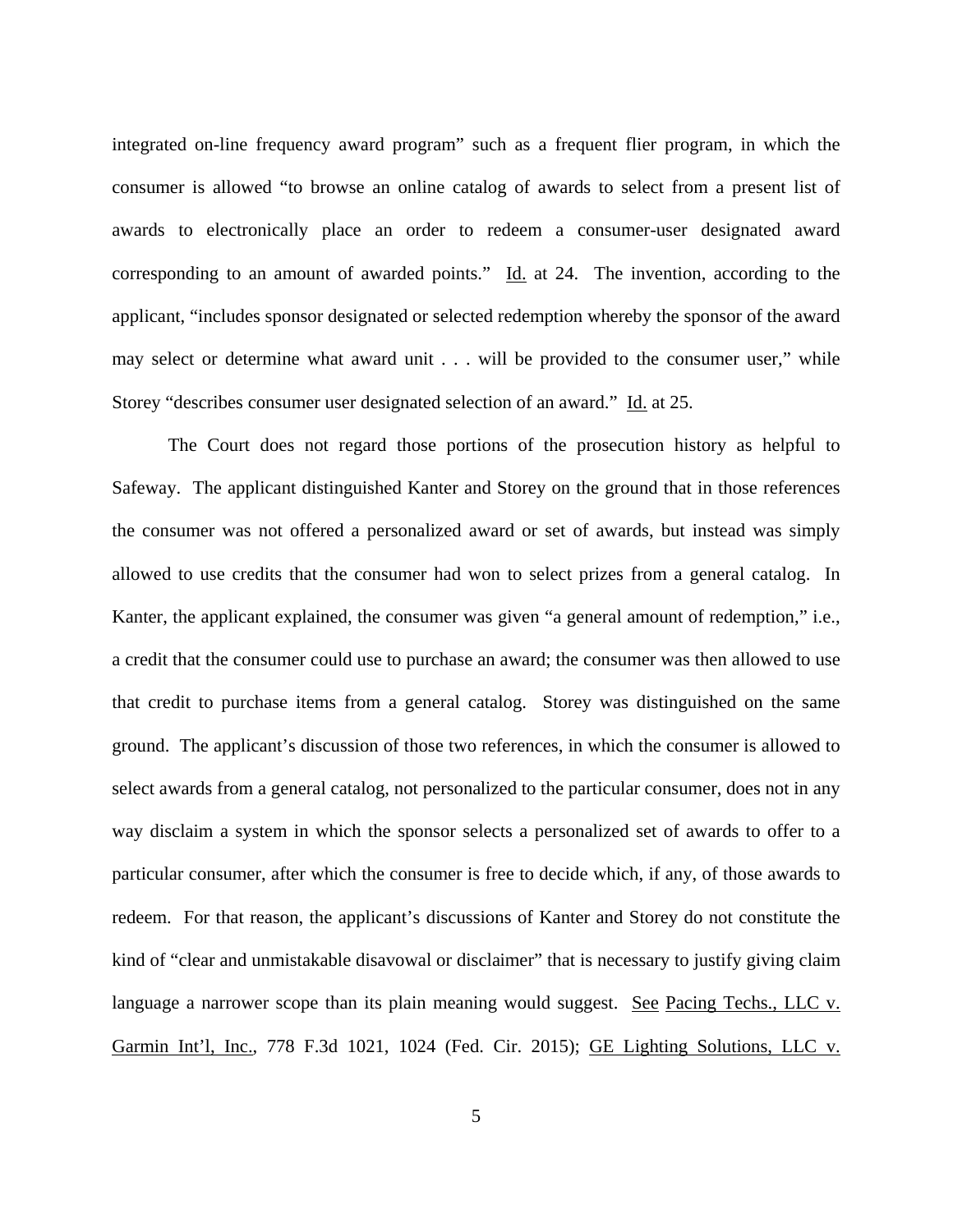integrated on-line frequency award program" such as a frequent flier program, in which the consumer is allowed "to browse an online catalog of awards to select from a present list of awards to electronically place an order to redeem a consumer-user designated award corresponding to an amount of awarded points." Id. at 24. The invention, according to the applicant, "includes sponsor designated or selected redemption whereby the sponsor of the award may select or determine what award unit . . . will be provided to the consumer user," while Storey "describes consumer user designated selection of an award." Id. at 25.

The Court does not regard those portions of the prosecution history as helpful to Safeway. The applicant distinguished Kanter and Storey on the ground that in those references the consumer was not offered a personalized award or set of awards, but instead was simply allowed to use credits that the consumer had won to select prizes from a general catalog. In Kanter, the applicant explained, the consumer was given "a general amount of redemption," i.e., a credit that the consumer could use to purchase an award; the consumer was then allowed to use that credit to purchase items from a general catalog. Storey was distinguished on the same ground. The applicant's discussion of those two references, in which the consumer is allowed to select awards from a general catalog, not personalized to the particular consumer, does not in any way disclaim a system in which the sponsor selects a personalized set of awards to offer to a particular consumer, after which the consumer is free to decide which, if any, of those awards to redeem. For that reason, the applicant's discussions of Kanter and Storey do not constitute the kind of "clear and unmistakable disavowal or disclaimer" that is necessary to justify giving claim language a narrower scope than its plain meaning would suggest. See Pacing Techs., LLC v. Garmin Int'l, Inc., 778 F.3d 1021, 1024 (Fed. Cir. 2015); GE Lighting Solutions, LLC v.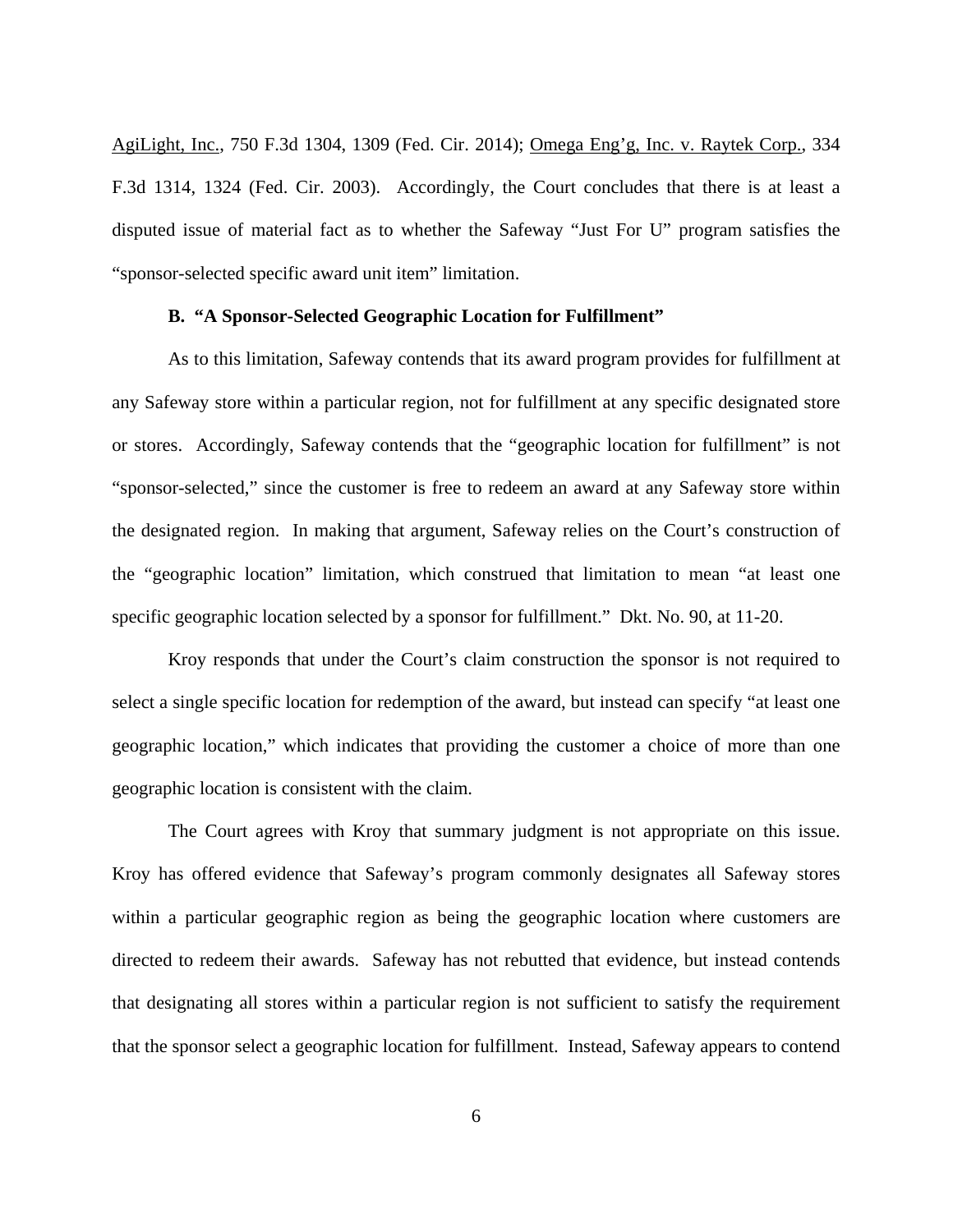AgiLight, Inc., 750 F.3d 1304, 1309 (Fed. Cir. 2014); Omega Eng'g, Inc. v. Raytek Corp., 334 F.3d 1314, 1324 (Fed. Cir. 2003). Accordingly, the Court concludes that there is at least a disputed issue of material fact as to whether the Safeway "Just For U" program satisfies the "sponsor-selected specific award unit item" limitation.

**B. "A Sponsor-Selected Geographic Location for Fulfillment"**

As to this limitation, Safeway contends that its award program provides for fulfillment at any Safeway store within a particular region, not for fulfillment at any specific designated store or stores. Accordingly, Safeway contends that the "geographic location for fulfillment" is not "sponsor-selected," since the customer is free to redeem an award at any Safeway store within the designated region. In making that argument, Safeway relies on the Court's construction of the "geographic location" limitation, which construed that limitation to mean "at least one specific geographic location selected by a sponsor for fulfillment." Dkt. No. 90, at 11-20.

Kroy responds that under the Court's claim construction the sponsor is not required to select a single specific location for redemption of the award, but instead can specify "at least one geographic location," which indicates that providing the customer a choice of more than one geographic location is consistent with the claim.

The Court agrees with Kroy that summary judgment is not appropriate on this issue. Kroy has offered evidence that Safeway's program commonly designates all Safeway stores within a particular geographic region as being the geographic location where customers are directed to redeem their awards. Safeway has not rebutted that evidence, but instead contends that designating all stores within a particular region is not sufficient to satisfy the requirement that the sponsor select a geographic location for fulfillment. Instead, Safeway appears to contend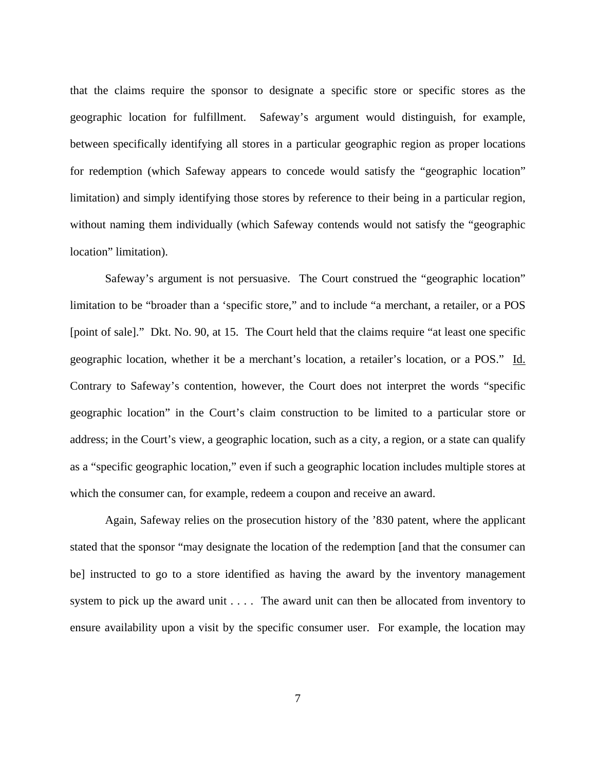that the claims require the sponsor to designate a specific store or specific stores as the geographic location for fulfillment. Safeway's argument would distinguish, for example, between specifically identifying all stores in a particular geographic region as proper locations for redemption (which Safeway appears to concede would satisfy the "geographic location" limitation) and simply identifying those stores by reference to their being in a particular region, without naming them individually (which Safeway contends would not satisfy the "geographic location" limitation).

Safeway's argument is not persuasive. The Court construed the "geographic location" limitation to be "broader than a 'specific store," and to include "a merchant, a retailer, or a POS [point of sale]." Dkt. No. 90, at 15. The Court held that the claims require "at least one specific geographic location, whether it be a merchant's location, a retailer's location, or a POS." Id. Contrary to Safeway's contention, however, the Court does not interpret the words "specific geographic location" in the Court's claim construction to be limited to a particular store or address; in the Court's view, a geographic location, such as a city, a region, or a state can qualify as a "specific geographic location," even if such a geographic location includes multiple stores at which the consumer can, for example, redeem a coupon and receive an award.

Again, Safeway relies on the prosecution history of the '830 patent, where the applicant stated that the sponsor "may designate the location of the redemption [and that the consumer can be] instructed to go to a store identified as having the award by the inventory management system to pick up the award unit . . . . The award unit can then be allocated from inventory to ensure availability upon a visit by the specific consumer user. For example, the location may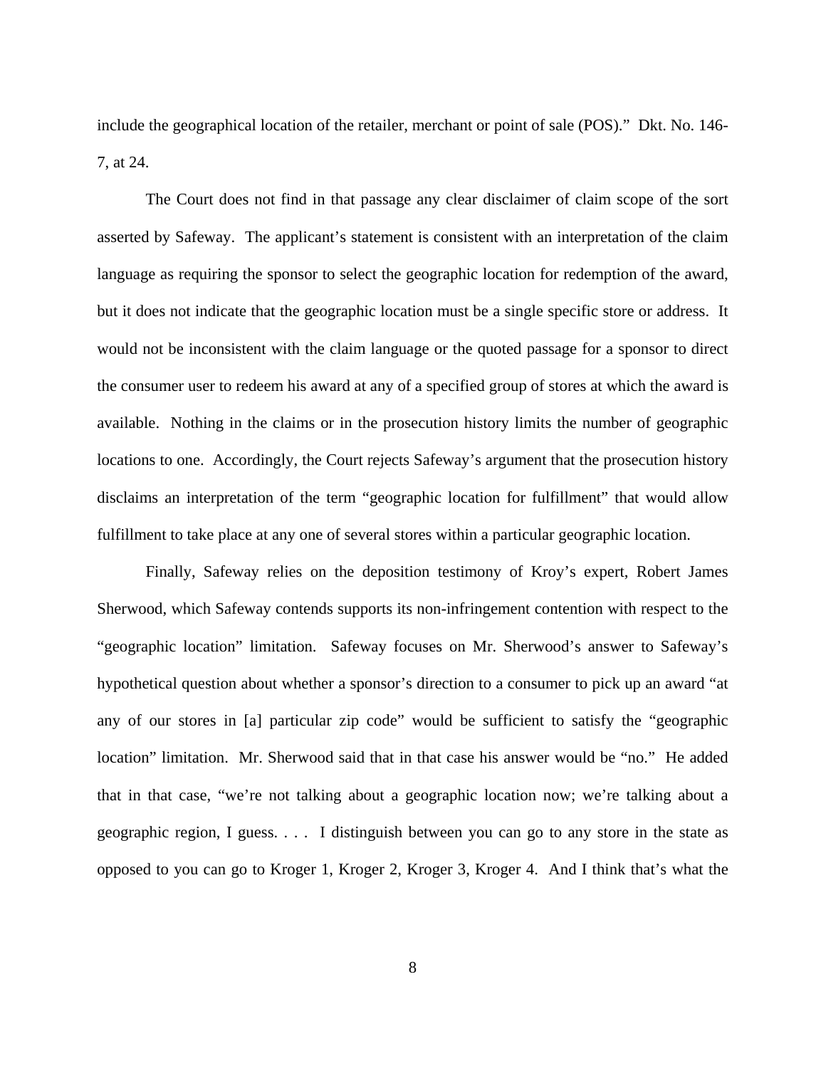include the geographical location of the retailer, merchant or point of sale (POS)." Dkt. No. 146-7, at 24.

The Court does not find in that passage any clear disclaimer of claim scope of the sort asserted by Safeway. The applicant's statement is consistent with an interpretation of the claim language as requiring the sponsor to select the geographic location for redemption of the award, but it does not indicate that the geographic location must be a single specific store or address. It would not be inconsistent with the claim language or the quoted passage for a sponsor to direct the consumer user to redeem his award at any of a specified group of stores at which the award is available. Nothing in the claims or in the prosecution history limits the number of geographic locations to one. Accordingly, the Court rejects Safeway's argument that the prosecution history disclaims an interpretation of the term "geographic location for fulfillment" that would allow fulfillment to take place at any one of several stores within a particular geographic location.

Finally, Safeway relies on the deposition testimony of Kroy's expert, Robert James Sherwood, which Safeway contends supports its non-infringement contention with respect to the "geographic location" limitation. Safeway focuses on Mr. Sherwood's answer to Safeway's hypothetical question about whether a sponsor's direction to a consumer to pick up an award "at any of our stores in [a] particular zip code" would be sufficient to satisfy the "geographic location" limitation. Mr. Sherwood said that in that case his answer would be "no." He added that in that case, "we're not talking about a geographic location now; we're talking about a geographic region, I guess. . . . I distinguish between you can go to any store in the state as opposed to you can go to Kroger 1, Kroger 2, Kroger 3, Kroger 4. And I think that's what the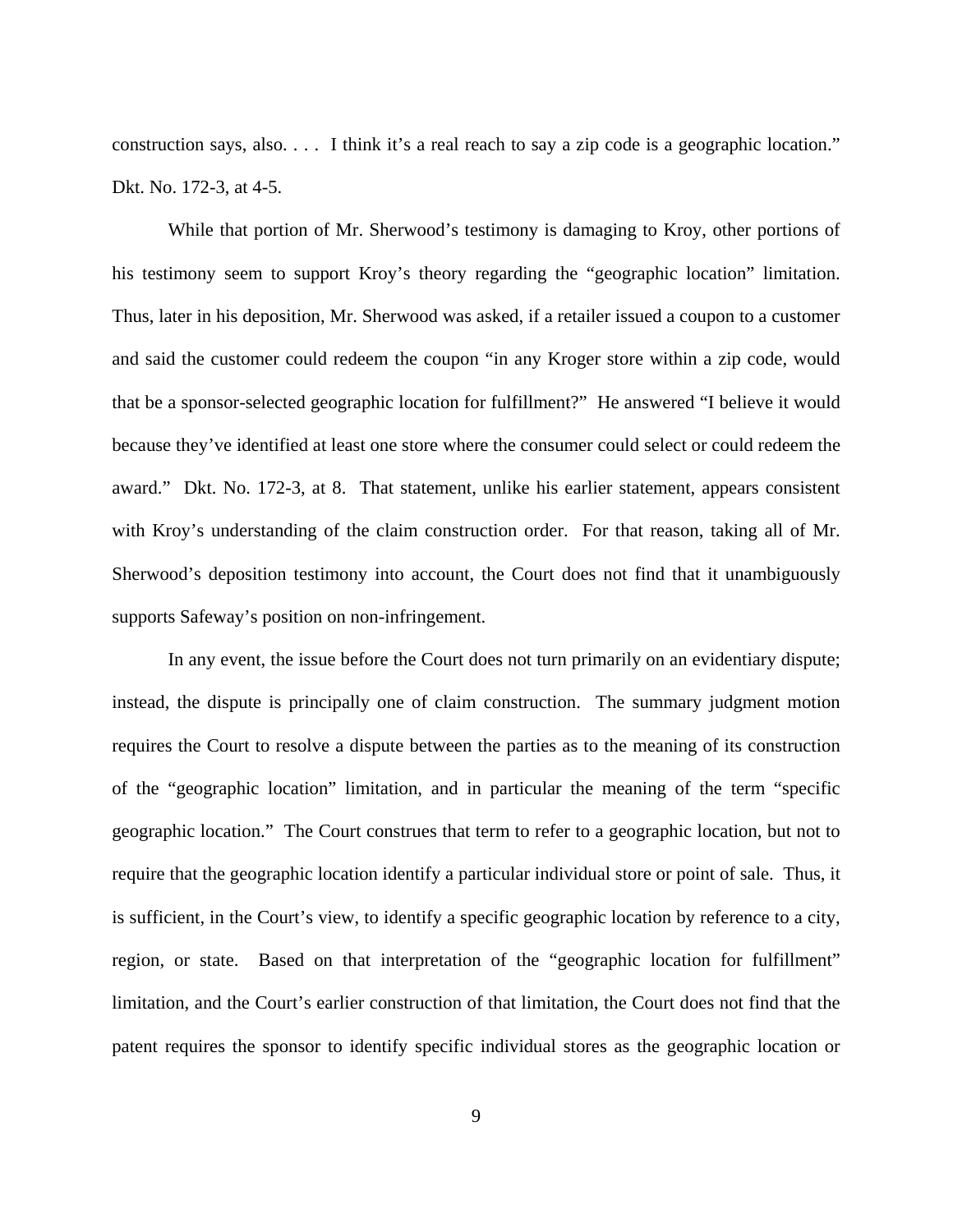construction says, also. . . . I think it's a real reach to say a zip code is a geographic location." Dkt. No. 172-3, at 4-5.

While that portion of Mr. Sherwood's testimony is damaging to Kroy, other portions of his testimony seem to support Kroy's theory regarding the "geographic location" limitation. Thus, later in his deposition, Mr. Sherwood was asked, if a retailer issued a coupon to a customer and said the customer could redeem the coupon "in any Kroger store within a zip code, would that be a sponsor-selected geographic location for fulfillment?" He answered "I believe it would because they've identified at least one store where the consumer could select or could redeem the award." Dkt. No. 172-3, at 8. That statement, unlike his earlier statement, appears consistent with Kroy's understanding of the claim construction order. For that reason, taking all of Mr. Sherwood's deposition testimony into account, the Court does not find that it unambiguously supports Safeway's position on non-infringement.

In any event, the issue before the Court does not turn primarily on an evidentiary dispute; instead, the dispute is principally one of claim construction. The summary judgment motion requires the Court to resolve a dispute between the parties as to the meaning of its construction of the "geographic location" limitation, and in particular the meaning of the term "specific geographic location." The Court construes that term to refer to a geographic location, but not to require that the geographic location identify a particular individual store or point of sale. Thus, it is sufficient, in the Court's view, to identify a specific geographic location by reference to a city, region, or state. Based on that interpretation of the "geographic location for fulfillment" limitation, and the Court's earlier construction of that limitation, the Court does not find that the patent requires the sponsor to identify specific individual stores as the geographic location or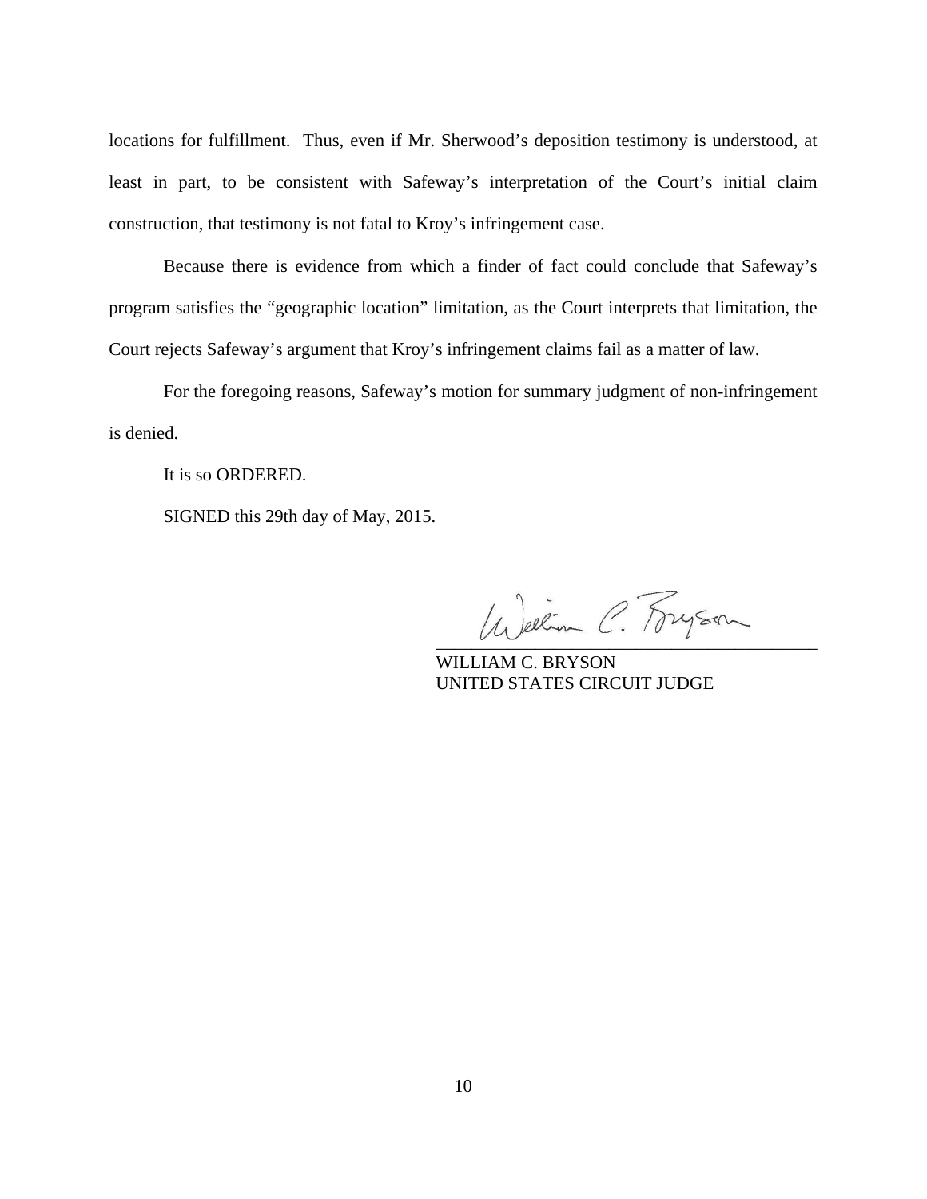locations for fulfillment. Thus, even if Mr. Sherwood's deposition testimony is understood, at least in part, to be consistent with Safeway's interpretation of the Court's initial claim construction, that testimony is not fatal to Kroy's infringement case.

Because there is evidence from which a finder of fact could conclude that Safeway's program satisfies the "geographic location" limitation, as the Court interprets that limitation, the Court rejects Safeway's argument that Kroy's infringement claims fail as a matter of law.

For the foregoing reasons, Safeway's motion for summary judgment of non-infringement is denied.

It is so ORDERED.

SIGNED this 29th day of May, 2015.

WILLIAM C. BRYSON
UNITED STATES CIRCUIT JUDGE